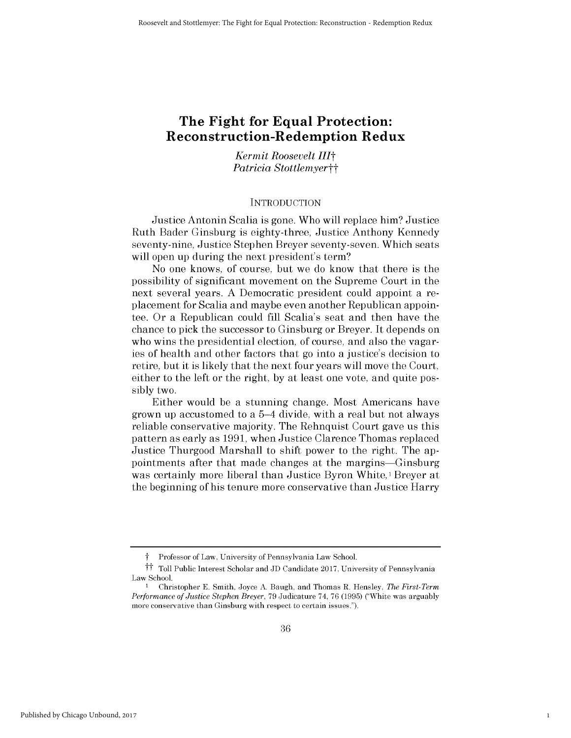# The Fight for Equal Protection: Reconstruction-Redemption Redux

*Kermit Roosevelt III*†
*Patricia Stottlemyer*††

## INTRODUCTION

Justice Antonin Scalia is gone. Who will replace him? Justice Ruth Bader Ginsburg is eighty-three, Justice Anthony Kennedy seventy-nine, Justice Stephen Breyer seventy-seven. Which seats will open up during the next president's term?

No one knows, of course, but we do know that there is the possibility of significant movement on the Supreme Court in the next several years. A Democratic president could appoint a replacement for Scalia and maybe even another Republican appointee. Or a Republican could fill Scalia's seat and then have the chance to pick the successor to Ginsburg or Breyer. It depends on who wins the presidential election, of course, and also the vagaries of health and other factors that go into a justice's decision to retire, but it is likely that the next four years will move the Court, either to the left or the right, by at least one vote, and quite possibly two.

Either would be a stunning change. Most Americans have grown up accustomed to a 5–4 divide, with a real but not always reliable conservative majority. The Rehnquist Court gave us this pattern as early as 1991, when Justice Clarence Thomas replaced Justice Thurgood Marshall to shift power to the right. The appointments after that made changes at the margins—Ginsburg was certainly more liberal than Justice Byron White,[1] Breyer at the beginning of his tenure more conservative than Justice Harry

---

† Professor of Law, University of Pennsylvania Law School.

†† Toll Public Interest Scholar and JD Candidate 2017, University of Pennsylvania Law School.

[1] Christopher E. Smith, Joyce A. Baugh, and Thomas R. Hensley, *The First-Term Performance of Justice Stephen Breyer*, 79 Judicature 74, 76 (1995) ("White was arguably more conservative than Ginsburg with respect to certain issues.").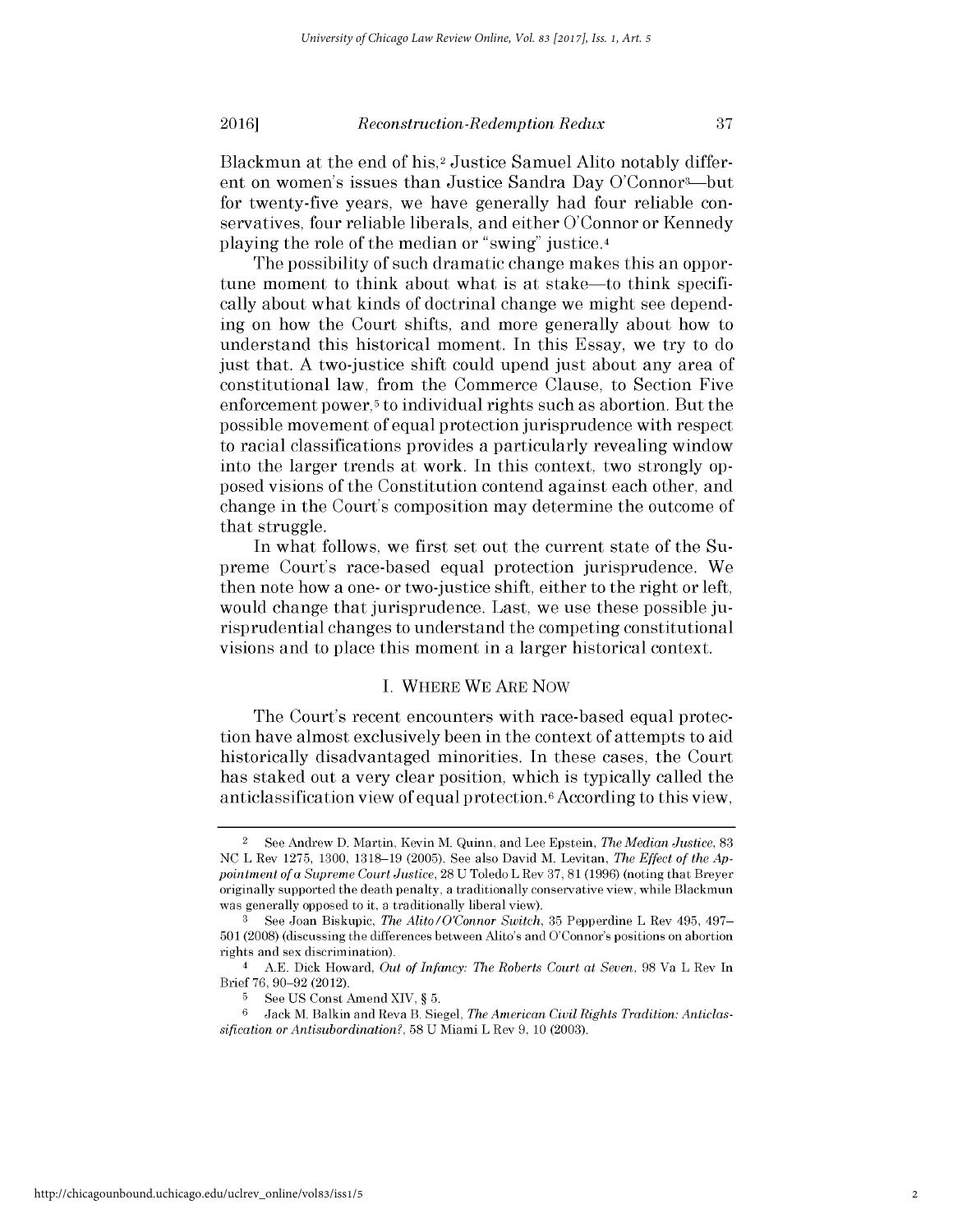Blackmun at the end of his,[2] Justice Samuel Alito notably different on women's issues than Justice Sandra Day O'Connor[3]—but for twenty-five years, we have generally had four reliable conservatives, four reliable liberals, and either O'Connor or Kennedy playing the role of the median or "swing" justice.[4]

The possibility of such dramatic change makes this an opportune moment to think about what is at stake—to think specifically about what kinds of doctrinal change we might see depending on how the Court shifts, and more generally about how to understand this historical moment. In this Essay, we try to do just that. A two-justice shift could upend just about any area of constitutional law, from the Commerce Clause, to Section Five enforcement power,[5] to individual rights such as abortion. But the possible movement of equal protection jurisprudence with respect to racial classifications provides a particularly revealing window into the larger trends at work. In this context, two strongly opposed visions of the Constitution contend against each other, and change in the Court's composition may determine the outcome of that struggle.

In what follows, we first set out the current state of the Supreme Court's race-based equal protection jurisprudence. We then note how a one- or two-justice shift, either to the right or left, would change that jurisprudence. Last, we use these possible jurisprudential changes to understand the competing constitutional visions and to place this moment in a larger historical context.

## I. WHERE WE ARE NOW

The Court's recent encounters with race-based equal protection have almost exclusively been in the context of attempts to aid historically disadvantaged minorities. In these cases, the Court has staked out a very clear position, which is typically called the anticlassification view of equal protection.[6] According to this view,

---

[2] See Andrew D. Martin, Kevin M. Quinn, and Lee Epstein, *The Median Justice*, 83 NC L Rev 1275, 1300, 1318–19 (2005). See also David M. Levitan, *The Effect of the Appointment of a Supreme Court Justice*, 28 U Toledo L Rev 37, 81 (1996) (noting that Breyer originally supported the death penalty, a traditionally conservative view, while Blackmun was generally opposed to it, a traditionally liberal view).

[3] See Joan Biskupic, *The Alito/O'Connor Switch*, 35 Pepperdine L Rev 495, 497–501 (2008) (discussing the differences between Alito's and O'Connor's positions on abortion rights and sex discrimination).

[4] A.E. Dick Howard, *Out of Infancy: The Roberts Court at Seven*, 98 Va L Rev In Brief 76, 90–92 (2012).

[5] See US Const Amend XIV, § 5.

[6] Jack M. Balkin and Reva B. Siegel, *The American Civil Rights Tradition: Anticlassification or Antisubordination?*, 58 U Miami L Rev 9, 10 (2003).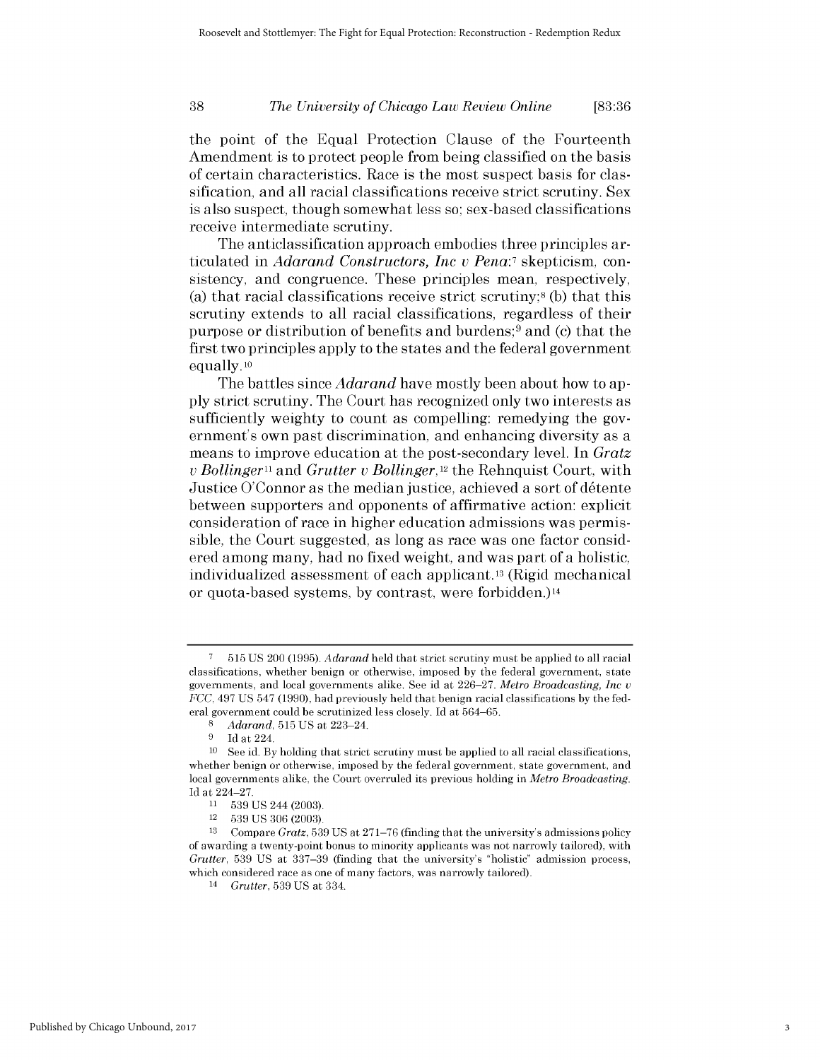the point of the Equal Protection Clause of the Fourteenth Amendment is to protect people from being classified on the basis of certain characteristics. Race is the most suspect basis for classification, and all racial classifications receive strict scrutiny. Sex is also suspect, though somewhat less so; sex-based classifications receive intermediate scrutiny.

The anticlassification approach embodies three principles articulated in *Adarand Constructors, Inc v Pena*:[7] skepticism, consistency, and congruence. These principles mean, respectively, (a) that racial classifications receive strict scrutiny;[8] (b) that this scrutiny extends to all racial classifications, regardless of their purpose or distribution of benefits and burdens;[9] and (c) that the first two principles apply to the states and the federal government equally.[10]

The battles since *Adarand* have mostly been about how to apply strict scrutiny. The Court has recognized only two interests as sufficiently weighty to count as compelling: remedying the government's own past discrimination, and enhancing diversity as a means to improve education at the post-secondary level. In *Gratz v Bollinger*[11] and *Grutter v Bollinger*,[12] the Rehnquist Court, with Justice O'Connor as the median justice, achieved a sort of détente between supporters and opponents of affirmative action: explicit consideration of race in higher education admissions was permissible, the Court suggested, as long as race was one factor considered among many, had no fixed weight, and was part of a holistic, individualized assessment of each applicant.[13] (Rigid mechanical or quota-based systems, by contrast, were forbidden.)[14]

---

[7] 515 US 200 (1995). *Adarand* held that strict scrutiny must be applied to all racial classifications, whether benign or otherwise, imposed by the federal government, state governments, and local governments alike. See id at 226–27. *Metro Broadcasting, Inc v FCC*, 497 US 547 (1990), had previously held that benign racial classifications by the federal government could be scrutinized less closely. Id at 564–65.

[8] *Adarand*, 515 US at 223–24.

[9] Id at 224.

[10] See id. By holding that strict scrutiny must be applied to all racial classifications, whether benign or otherwise, imposed by the federal government, state government, and local governments alike, the Court overruled its previous holding in *Metro Broadcasting*. Id at 224–27.

[11] 539 US 244 (2003).

[12] 539 US 306 (2003).

[13] Compare *Gratz*, 539 US at 271–76 (finding that the university's admissions policy of awarding a twenty-point bonus to minority applicants was not narrowly tailored), with *Grutter*, 539 US at 337–39 (finding that the university's "holistic" admission process, which considered race as one of many factors, was narrowly tailored).

[14] *Grutter*, 539 US at 334.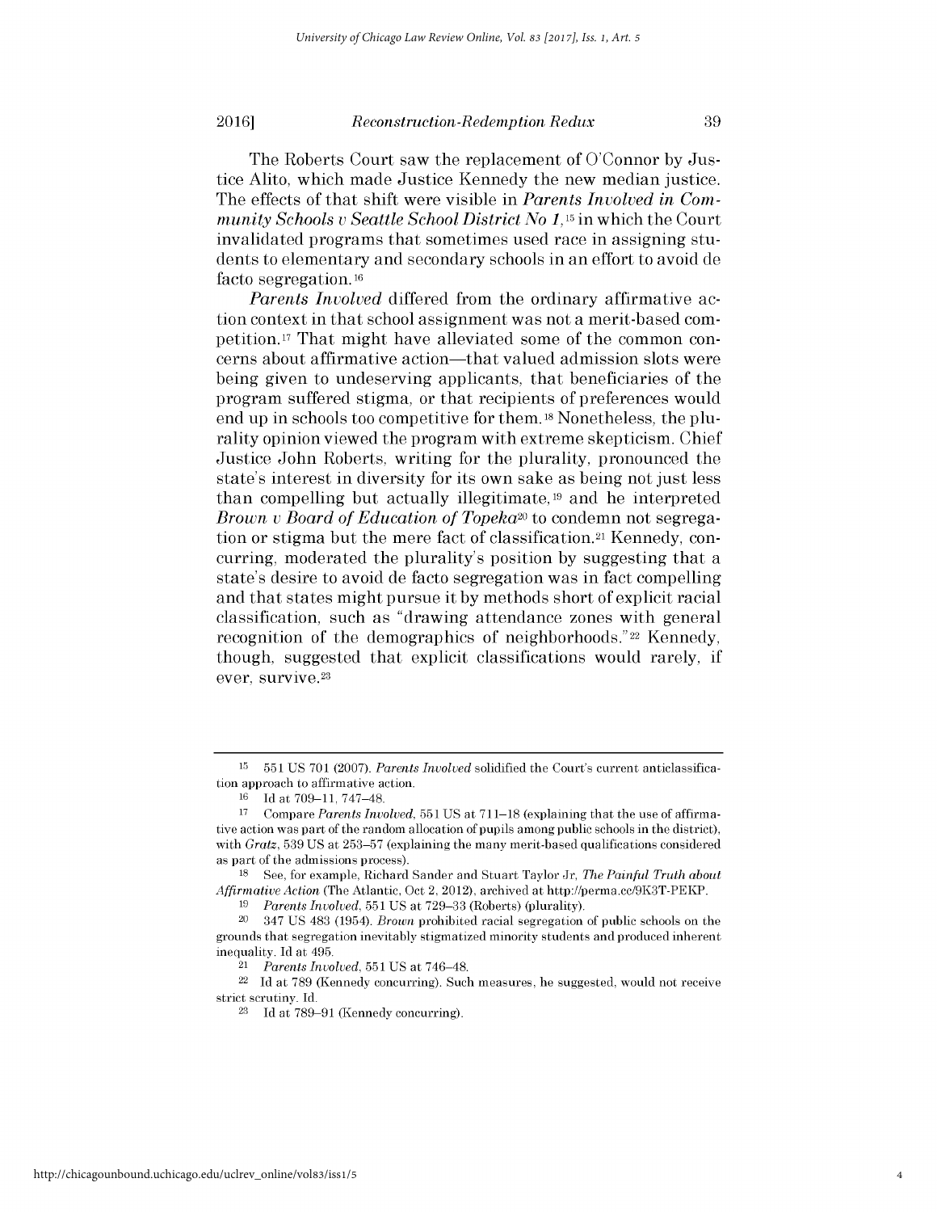The Roberts Court saw the replacement of O'Connor by Justice Alito, which made Justice Kennedy the new median justice. The effects of that shift were visible in *Parents Involved in Community Schools v Seattle School District No 1*,[15] in which the Court invalidated programs that sometimes used race in assigning students to elementary and secondary schools in an effort to avoid de facto segregation.[16]

*Parents Involved* differed from the ordinary affirmative action context in that school assignment was not a merit-based competition.[17] That might have alleviated some of the common concerns about affirmative action—that valued admission slots were being given to undeserving applicants, that beneficiaries of the program suffered stigma, or that recipients of preferences would end up in schools too competitive for them.[18] Nonetheless, the plurality opinion viewed the program with extreme skepticism. Chief Justice John Roberts, writing for the plurality, pronounced the state's interest in diversity for its own sake as being not just less than compelling but actually illegitimate,[19] and he interpreted *Brown v Board of Education of Topeka*[20] to condemn not segregation or stigma but the mere fact of classification.[21] Kennedy, concurring, moderated the plurality's position by suggesting that a state's desire to avoid de facto segregation was in fact compelling and that states might pursue it by methods short of explicit racial classification, such as "drawing attendance zones with general recognition of the demographics of neighborhoods."[22] Kennedy, though, suggested that explicit classifications would rarely, if ever, survive.[23]

---

[15] 551 US 701 (2007). *Parents Involved* solidified the Court's current anticlassification approach to affirmative action.

[16] Id at 709–11, 747–48.

[17] Compare *Parents Involved*, 551 US at 711–18 (explaining that the use of affirmative action was part of the random allocation of pupils among public schools in the district), with *Gratz*, 539 US at 253–57 (explaining the many merit-based qualifications considered as part of the admissions process).

[18] See, for example, Richard Sander and Stuart Taylor Jr, *The Painful Truth about Affirmative Action* (The Atlantic, Oct 2, 2012), archived at http://perma.cc/9K3T-PEKP.

[19] *Parents Involved*, 551 US at 729–33 (Roberts) (plurality).

[20] 347 US 483 (1954). *Brown* prohibited racial segregation of public schools on the grounds that segregation inevitably stigmatized minority students and produced inherent inequality. Id at 495.

[21] *Parents Involved*, 551 US at 746–48.

[22] Id at 789 (Kennedy concurring). Such measures, he suggested, would not receive strict scrutiny. Id.

[23] Id at 789–91 (Kennedy concurring).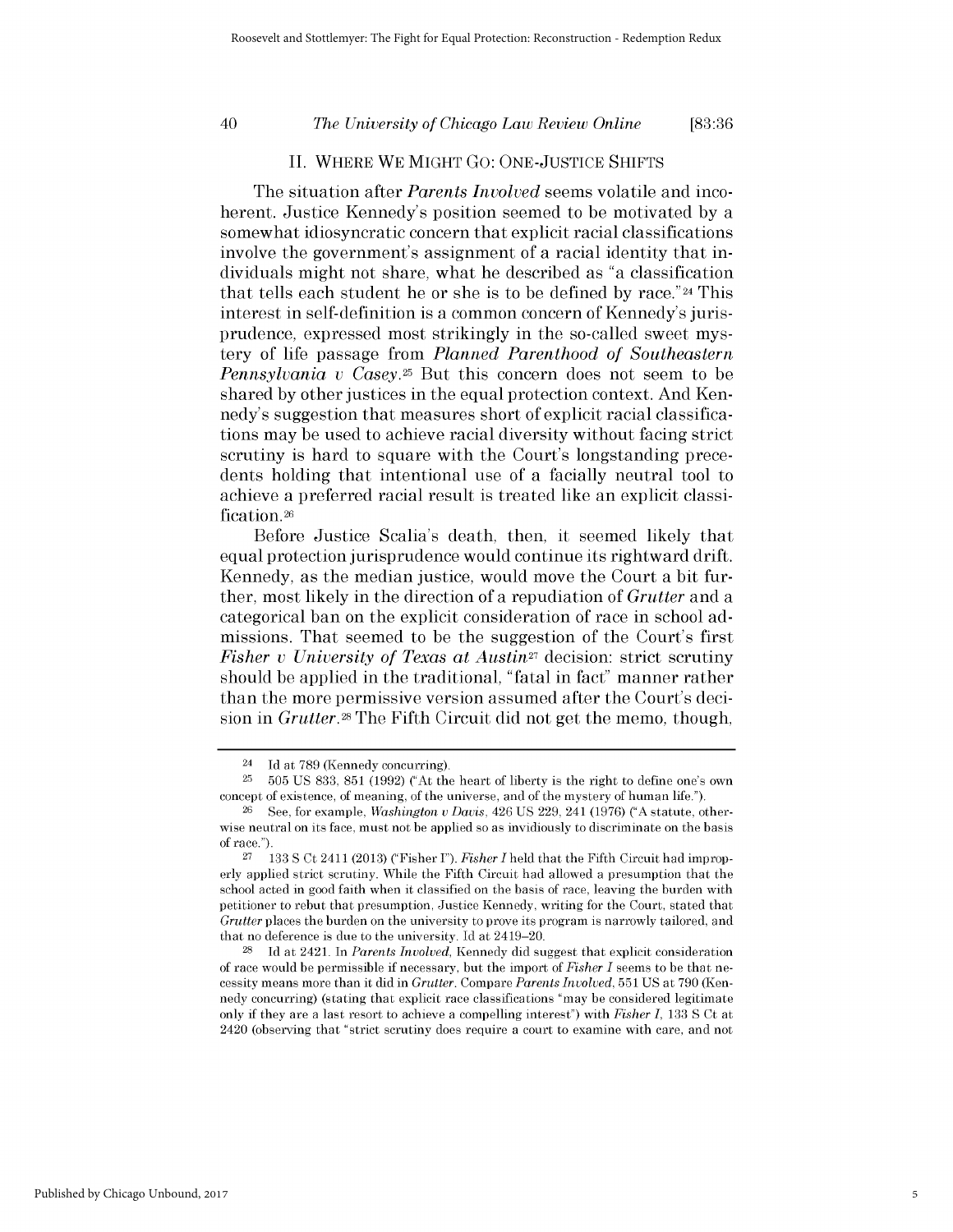## II. WHERE WE MIGHT GO: ONE-JUSTICE SHIFTS

The situation after *Parents Involved* seems volatile and incoherent. Justice Kennedy's position seemed to be motivated by a somewhat idiosyncratic concern that explicit racial classifications involve the government's assignment of a racial identity that individuals might not share, what he described as "a classification that tells each student he or she is to be defined by race."[24] This interest in self-definition is a common concern of Kennedy's jurisprudence, expressed most strikingly in the so-called sweet mystery of life passage from *Planned Parenthood of Southeastern Pennsylvania v Casey*.[25] But this concern does not seem to be shared by other justices in the equal protection context. And Kennedy's suggestion that measures short of explicit racial classifications may be used to achieve racial diversity without facing strict scrutiny is hard to square with the Court's longstanding precedents holding that intentional use of a facially neutral tool to achieve a preferred racial result is treated like an explicit classification.[26]

Before Justice Scalia's death, then, it seemed likely that equal protection jurisprudence would continue its rightward drift. Kennedy, as the median justice, would move the Court a bit further, most likely in the direction of a repudiation of *Grutter* and a categorical ban on the explicit consideration of race in school admissions. That seemed to be the suggestion of the Court's first *Fisher v University of Texas at Austin*[27] decision: strict scrutiny should be applied in the traditional, "fatal in fact" manner rather than the more permissive version assumed after the Court's decision in *Grutter*.[28] The Fifth Circuit did not get the memo, though,

---

24 Id at 789 (Kennedy concurring).

25 505 US 833, 851 (1992) ("At the heart of liberty is the right to define one's own concept of existence, of meaning, of the universe, and of the mystery of human life.").

26 See, for example, *Washington v Davis*, 426 US 229, 241 (1976) ("A statute, otherwise neutral on its face, must not be applied so as invidiously to discriminate on the basis of race.").

27 133 S Ct 2411 (2013) ("Fisher I"). *Fisher I* held that the Fifth Circuit had improperly applied strict scrutiny. While the Fifth Circuit had allowed a presumption that the school acted in good faith when it classified on the basis of race, leaving the burden with petitioner to rebut that presumption, Justice Kennedy, writing for the Court, stated that *Grutter* places the burden on the university to prove its program is narrowly tailored, and that no deference is due to the university. Id at 2419–20.

28 Id at 2421. In *Parents Involved*, Kennedy did suggest that explicit consideration of race would be permissible if necessary, but the import of *Fisher I* seems to be that necessity means more than it did in *Grutter*. Compare *Parents Involved*, 551 US at 790 (Kennedy concurring) (stating that explicit race classifications "may be considered legitimate only if they are a last resort to achieve a compelling interest") with *Fisher I*, 133 S Ct at 2420 (observing that "strict scrutiny does require a court to examine with care, and not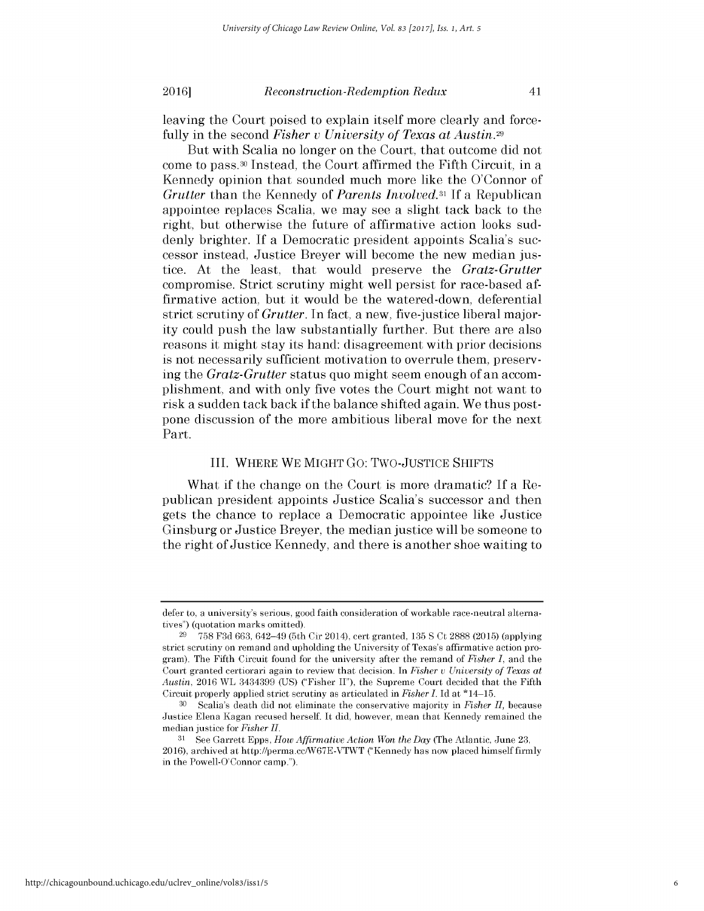leaving the Court poised to explain itself more clearly and forcefully in the second *Fisher v University of Texas at Austin*.[29]

But with Scalia no longer on the Court, that outcome did not come to pass.[30] Instead, the Court affirmed the Fifth Circuit, in a Kennedy opinion that sounded much more like the O'Connor of *Grutter* than the Kennedy of *Parents Involved*.[31] If a Republican appointee replaces Scalia, we may see a slight tack back to the right, but otherwise the future of affirmative action looks suddenly brighter. If a Democratic president appoints Scalia's successor instead, Justice Breyer will become the new median justice. At the least, that would preserve the *Gratz-Grutter* compromise. Strict scrutiny might well persist for race-based affirmative action, but it would be the watered-down, deferential strict scrutiny of *Grutter*. In fact, a new, five-justice liberal majority could push the law substantially further. But there are also reasons it might stay its hand: disagreement with prior decisions is not necessarily sufficient motivation to overrule them, preserving the *Gratz-Grutter* status quo might seem enough of an accomplishment, and with only five votes the Court might not want to risk a sudden tack back if the balance shifted again. We thus postpone discussion of the more ambitious liberal move for the next Part.

## III. WHERE WE MIGHT GO: TWO-JUSTICE SHIFTS

What if the change on the Court is more dramatic? If a Republican president appoints Justice Scalia's successor and then gets the chance to replace a Democratic appointee like Justice Ginsburg or Justice Breyer, the median justice will be someone to the right of Justice Kennedy, and there is another shoe waiting to

---

defer to, a university's serious, good faith consideration of workable race-neutral alternatives") (quotation marks omitted).

[29] 758 F3d 663, 642–49 (5th Cir 2014), cert granted, 135 S Ct 2888 (2015) (applying strict scrutiny on remand and upholding the University of Texas's affirmative action program). The Fifth Circuit found for the university after the remand of *Fisher I*, and the Court granted certiorari again to review that decision. In *Fisher v University of Texas at Austin*, 2016 WL 3434399 (US) ("Fisher II"), the Supreme Court decided that the Fifth Circuit properly applied strict scrutiny as articulated in *Fisher I*. Id at *14–15.

[30] Scalia's death did not eliminate the conservative majority in *Fisher II*, because Justice Elena Kagan recused herself. It did, however, mean that Kennedy remained the median justice for *Fisher II*.

[31] See Garrett Epps, *How Affirmative Action Won the Day* (The Atlantic, June 23, 2016), archived at http://perma.cc/W67E-VTWT ("Kennedy has now placed himself firmly in the Powell-O'Connor camp.").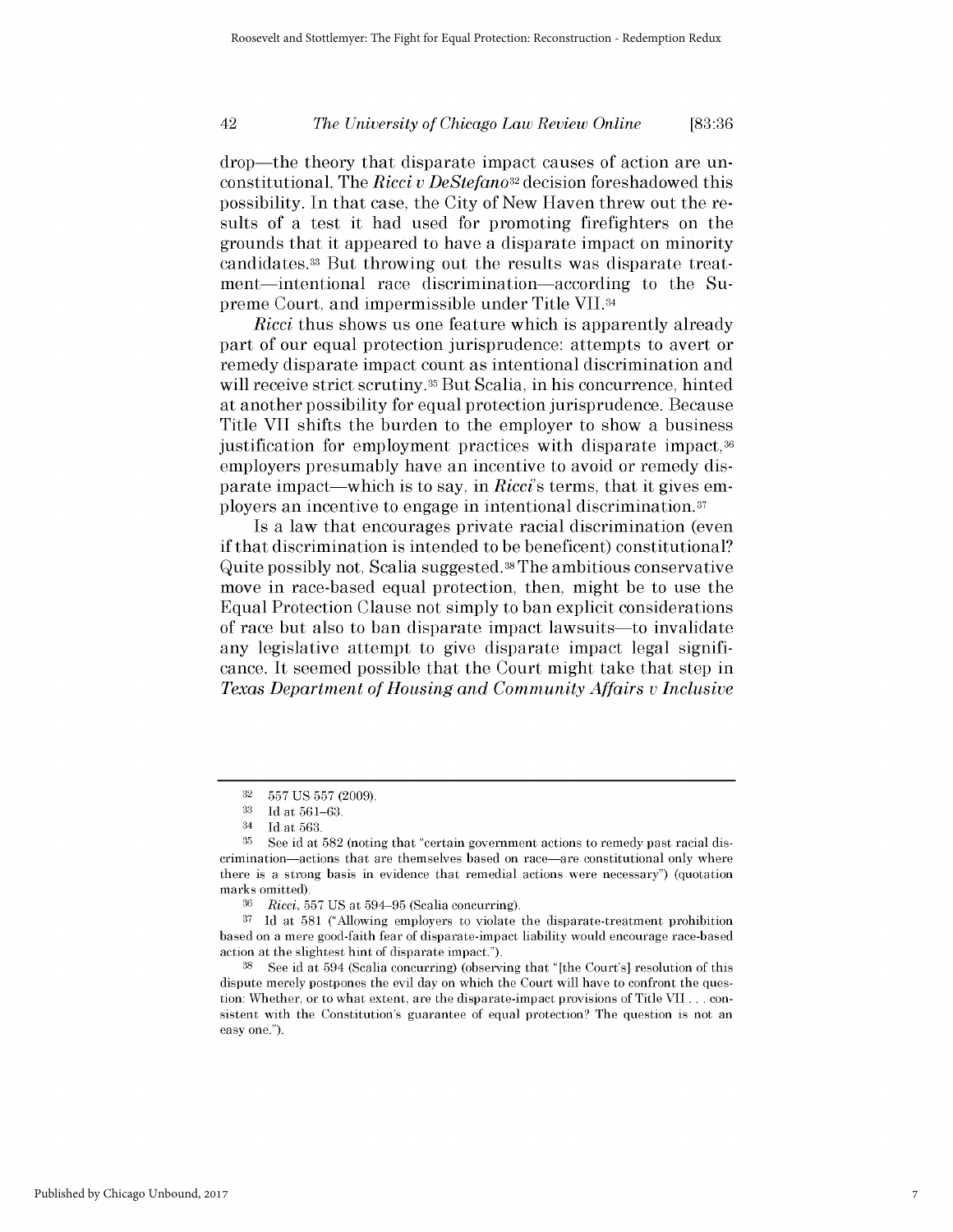drop—the theory that disparate impact causes of action are unconstitutional. The *Ricci v DeStefano*[32] decision foreshadowed this possibility. In that case, the City of New Haven threw out the results of a test it had used for promoting firefighters on the grounds that it appeared to have a disparate impact on minority candidates.[33] But throwing out the results was disparate treatment—intentional race discrimination—according to the Supreme Court, and impermissible under Title VII.[34]

*Ricci* thus shows us one feature which is apparently already part of our equal protection jurisprudence: attempts to avert or remedy disparate impact count as intentional discrimination and will receive strict scrutiny.[35] But Scalia, in his concurrence, hinted at another possibility for equal protection jurisprudence. Because Title VII shifts the burden to the employer to show a business justification for employment practices with disparate impact,[36] employers presumably have an incentive to avoid or remedy disparate impact—which is to say, in *Ricci*'s terms, that it gives employers an incentive to engage in intentional discrimination.[37]

Is a law that encourages private racial discrimination (even if that discrimination is intended to be beneficent) constitutional? Quite possibly not, Scalia suggested.[38] The ambitious conservative move in race-based equal protection, then, might be to use the Equal Protection Clause not simply to ban explicit considerations of race but also to ban disparate impact lawsuits—to invalidate any legislative attempt to give disparate impact legal significance. It seemed possible that the Court might take that step in *Texas Department of Housing and Community Affairs v Inclusive*

---

[32] 557 US 557 (2009).

[33] Id at 561–63.

[34] Id at 563.

[35] See id at 582 (noting that "certain government actions to remedy past racial discrimination—actions that are themselves based on race—are constitutional only where there is a strong basis in evidence that remedial actions were necessary") (quotation marks omitted).

[36] *Ricci*, 557 US at 594–95 (Scalia concurring).

[37] Id at 581 ("Allowing employers to violate the disparate-treatment prohibition based on a mere good-faith fear of disparate-impact liability would encourage race-based action at the slightest hint of disparate impact.").

[38] See id at 594 (Scalia concurring) (observing that "[the Court's] resolution of this dispute merely postpones the evil day on which the Court will have to confront the question: Whether, or to what extent, are the disparate-impact provisions of Title VII . . . consistent with the Constitution's guarantee of equal protection? The question is not an easy one.").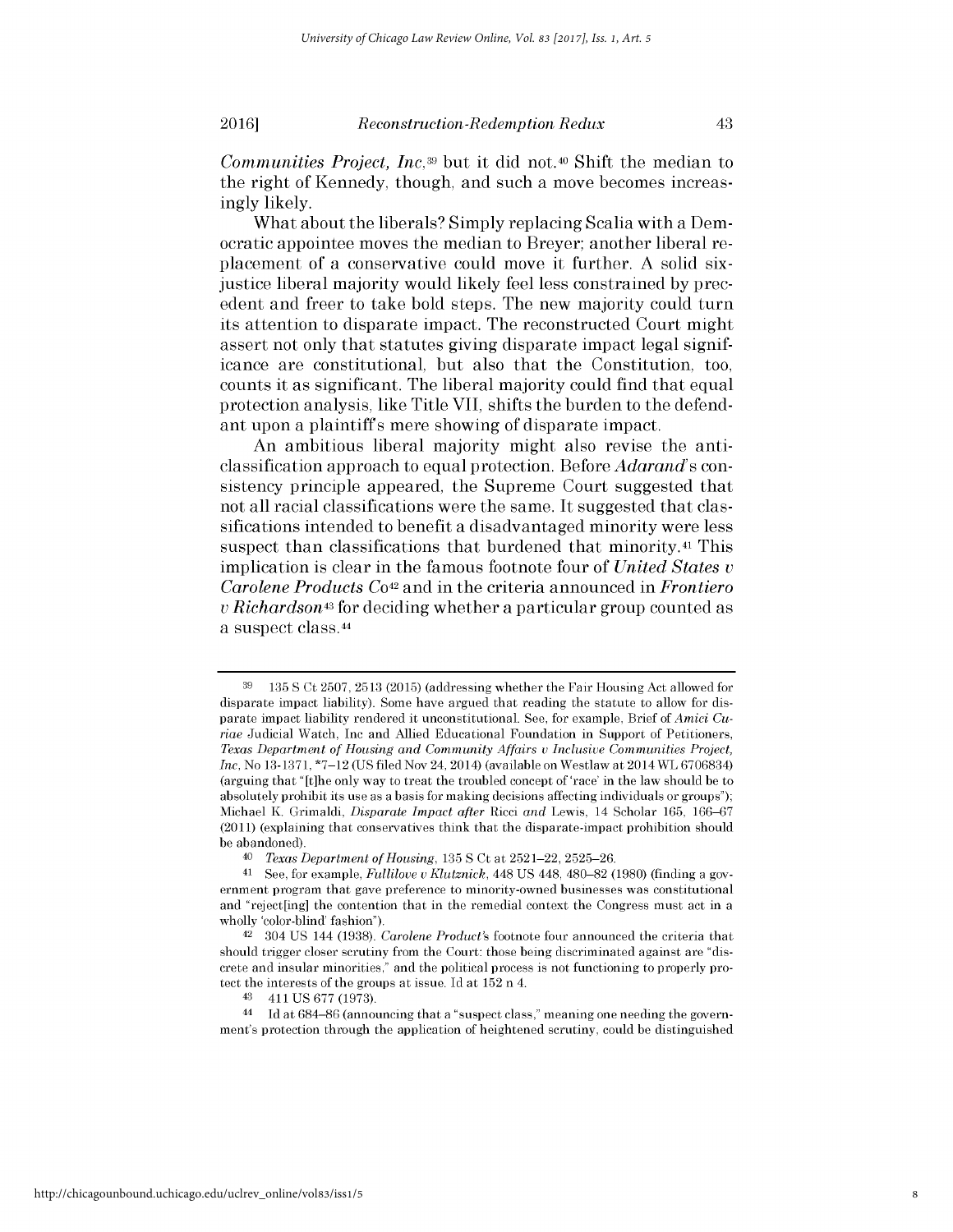*Communities Project, Inc*,[39] but it did not.[40] Shift the median to the right of Kennedy, though, and such a move becomes increasingly likely.

What about the liberals? Simply replacing Scalia with a Democratic appointee moves the median to Breyer; another liberal replacement of a conservative could move it further. A solid six-justice liberal majority would likely feel less constrained by precedent and freer to take bold steps. The new majority could turn its attention to disparate impact. The reconstructed Court might assert not only that statutes giving disparate impact legal significance are constitutional, but also that the Constitution, too, counts it as significant. The liberal majority could find that equal protection analysis, like Title VII, shifts the burden to the defendant upon a plaintiff's mere showing of disparate impact.

An ambitious liberal majority might also revise the anti-classification approach to equal protection. Before *Adarand*'s consistency principle appeared, the Supreme Court suggested that not all racial classifications were the same. It suggested that classifications intended to benefit a disadvantaged minority were less suspect than classifications that burdened that minority.[41] This implication is clear in the famous footnote four of *United States v Carolene Products Co*[42] and in the criteria announced in *Frontiero v Richardson*[43] for deciding whether a particular group counted as a suspect class.[44]

---

[39] 135 S Ct 2507, 2513 (2015) (addressing whether the Fair Housing Act allowed for disparate impact liability). Some have argued that reading the statute to allow for disparate impact liability rendered it unconstitutional. See, for example, Brief of *Amici Curiae* Judicial Watch, Inc and Allied Educational Foundation in Support of Petitioners, *Texas Department of Housing and Community Affairs v Inclusive Communities Project, Inc*, No 13-1371, *7–12 (US filed Nov 24, 2014) (available on Westlaw at 2014 WL 6706834) (arguing that "[t]he only way to treat the troubled concept of 'race' in the law should be to absolutely prohibit its use as a basis for making decisions affecting individuals or groups"); Michael K. Grimaldi, *Disparate Impact after* Ricci *and* Lewis, 14 Scholar 165, 166–67 (2011) (explaining that conservatives think that the disparate-impact prohibition should be abandoned).

[40] *Texas Department of Housing*, 135 S Ct at 2521–22, 2525–26.

[41] See, for example, *Fullilove v Klutznick*, 448 US 448, 480–82 (1980) (finding a government program that gave preference to minority-owned businesses was constitutional and "reject[ing] the contention that in the remedial context the Congress must act in a wholly 'color-blind' fashion").

[42] 304 US 144 (1938). *Carolene Product*'s footnote four announced the criteria that should trigger closer scrutiny from the Court: those being discriminated against are "discrete and insular minorities," and the political process is not functioning to properly protect the interests of the groups at issue. Id at 152 n 4.

[43] 411 US 677 (1973).

[44] Id at 684–86 (announcing that a "suspect class," meaning one needing the government's protection through the application of heightened scrutiny, could be distinguished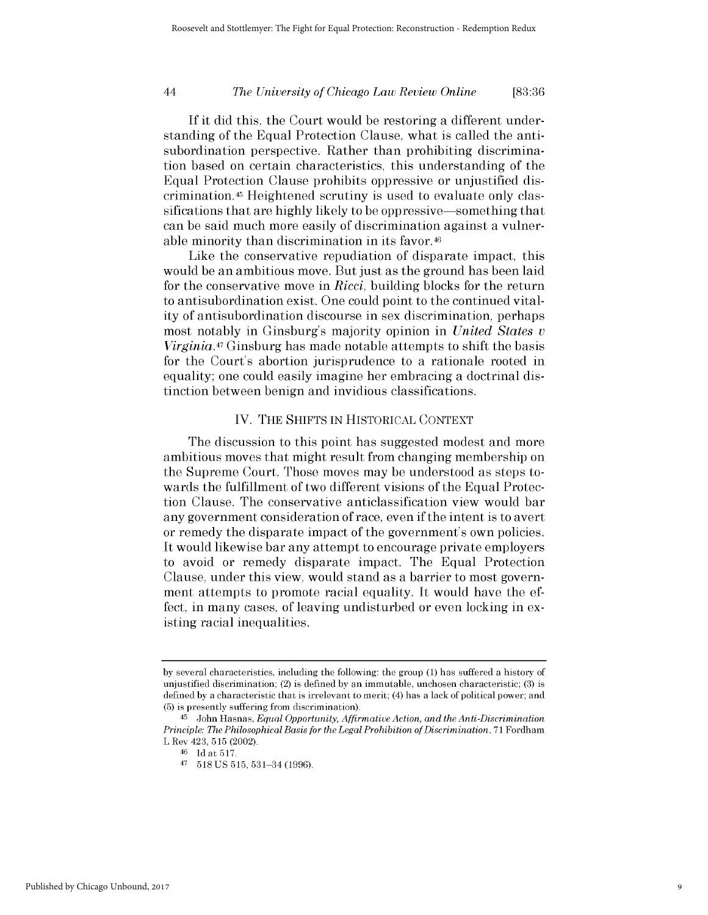If it did this, the Court would be restoring a different understanding of the Equal Protection Clause, what is called the antisubordination perspective. Rather than prohibiting discrimination based on certain characteristics, this understanding of the Equal Protection Clause prohibits oppressive or unjustified discrimination.[45] Heightened scrutiny is used to evaluate only classifications that are highly likely to be oppressive—something that can be said much more easily of discrimination against a vulnerable minority than discrimination in its favor.[46]

Like the conservative repudiation of disparate impact, this would be an ambitious move. But just as the ground has been laid for the conservative move in *Ricci*, building blocks for the return to antisubordination exist. One could point to the continued vitality of antisubordination discourse in sex discrimination, perhaps most notably in Ginsburg's majority opinion in *United States v Virginia*.[47] Ginsburg has made notable attempts to shift the basis for the Court's abortion jurisprudence to a rationale rooted in equality; one could easily imagine her embracing a doctrinal distinction between benign and invidious classifications.

## IV. THE SHIFTS IN HISTORICAL CONTEXT

The discussion to this point has suggested modest and more ambitious moves that might result from changing membership on the Supreme Court. Those moves may be understood as steps towards the fulfillment of two different visions of the Equal Protection Clause. The conservative anticlassification view would bar any government consideration of race, even if the intent is to avert or remedy the disparate impact of the government's own policies. It would likewise bar any attempt to encourage private employers to avoid or remedy disparate impact. The Equal Protection Clause, under this view, would stand as a barrier to most government attempts to promote racial equality. It would have the effect, in many cases, of leaving undisturbed or even locking in existing racial inequalities.

---

by several characteristics, including the following: the group (1) has suffered a history of unjustified discrimination; (2) is defined by an immutable, unchosen characteristic; (3) is defined by a characteristic that is irrelevant to merit; (4) has a lack of political power; and (5) is presently suffering from discrimination).

[45] John Hasnas, *Equal Opportunity, Affirmative Action, and the Anti-Discrimination Principle: The Philosophical Basis for the Legal Prohibition of Discrimination*, 71 Fordham L Rev 423, 515 (2002).

[46] Id at 517.

[47] 518 US 515, 531–34 (1996).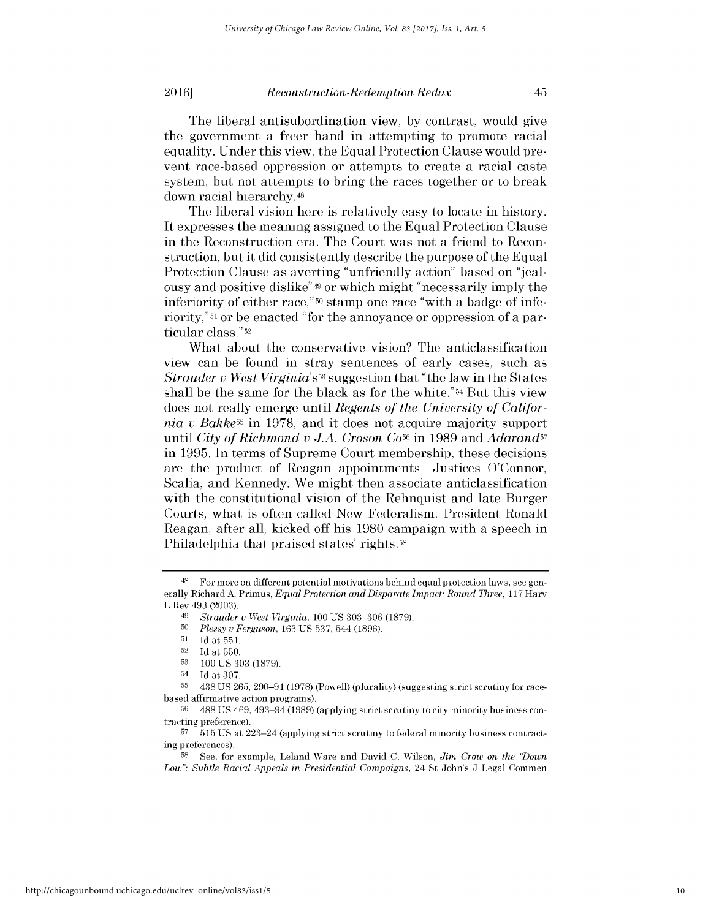The liberal antisubordination view, by contrast, would give the government a freer hand in attempting to promote racial equality. Under this view, the Equal Protection Clause would prevent race-based oppression or attempts to create a racial caste system, but not attempts to bring the races together or to break down racial hierarchy.[48]

The liberal vision here is relatively easy to locate in history. It expresses the meaning assigned to the Equal Protection Clause in the Reconstruction era. The Court was not a friend to Reconstruction, but it did consistently describe the purpose of the Equal Protection Clause as averting "unfriendly action" based on "jealousy and positive dislike"[49] or which might "necessarily imply the inferiority of either race,"[50] stamp one race "with a badge of inferiority,"[51] or be enacted "for the annoyance or oppression of a particular class."[52]

What about the conservative vision? The anticlassification view can be found in stray sentences of early cases, such as *Strauder v West Virginia*'s[53] suggestion that "the law in the States shall be the same for the black as for the white."[54] But this view does not really emerge until *Regents of the University of California v Bakke*[55] in 1978, and it does not acquire majority support until *City of Richmond v J.A. Croson Co*[56] in 1989 and *Adarand*[57] in 1995. In terms of Supreme Court membership, these decisions are the product of Reagan appointments—Justices O'Connor, Scalia, and Kennedy. We might then associate anticlassification with the constitutional vision of the Rehnquist and late Burger Courts, what is often called New Federalism. President Ronald Reagan, after all, kicked off his 1980 campaign with a speech in Philadelphia that praised states' rights.[58]

---

[48] For more on different potential motivations behind equal protection laws, see generally Richard A. Primus, *Equal Protection and Disparate Impact: Round Three*, 117 Harv L Rev 493 (2003).

[49] *Strauder v West Virginia*, 100 US 303, 306 (1879).

[50] *Plessy v Ferguson*, 163 US 537, 544 (1896).

[51] Id at 551.

[52] Id at 550.

[53] 100 US 303 (1879).

[54] Id at 307.

[55] 438 US 265, 290–91 (1978) (Powell) (plurality) (suggesting strict scrutiny for race-based affirmative action programs).

[56] 488 US 469, 493–94 (1989) (applying strict scrutiny to city minority business contracting preference).

[57] 515 US at 223–24 (applying strict scrutiny to federal minority business contracting preferences).

[58] See, for example, Leland Ware and David C. Wilson, *Jim Crow on the "Down Low": Subtle Racial Appeals in Presidential Campaigns*, 24 St John's J Legal Commen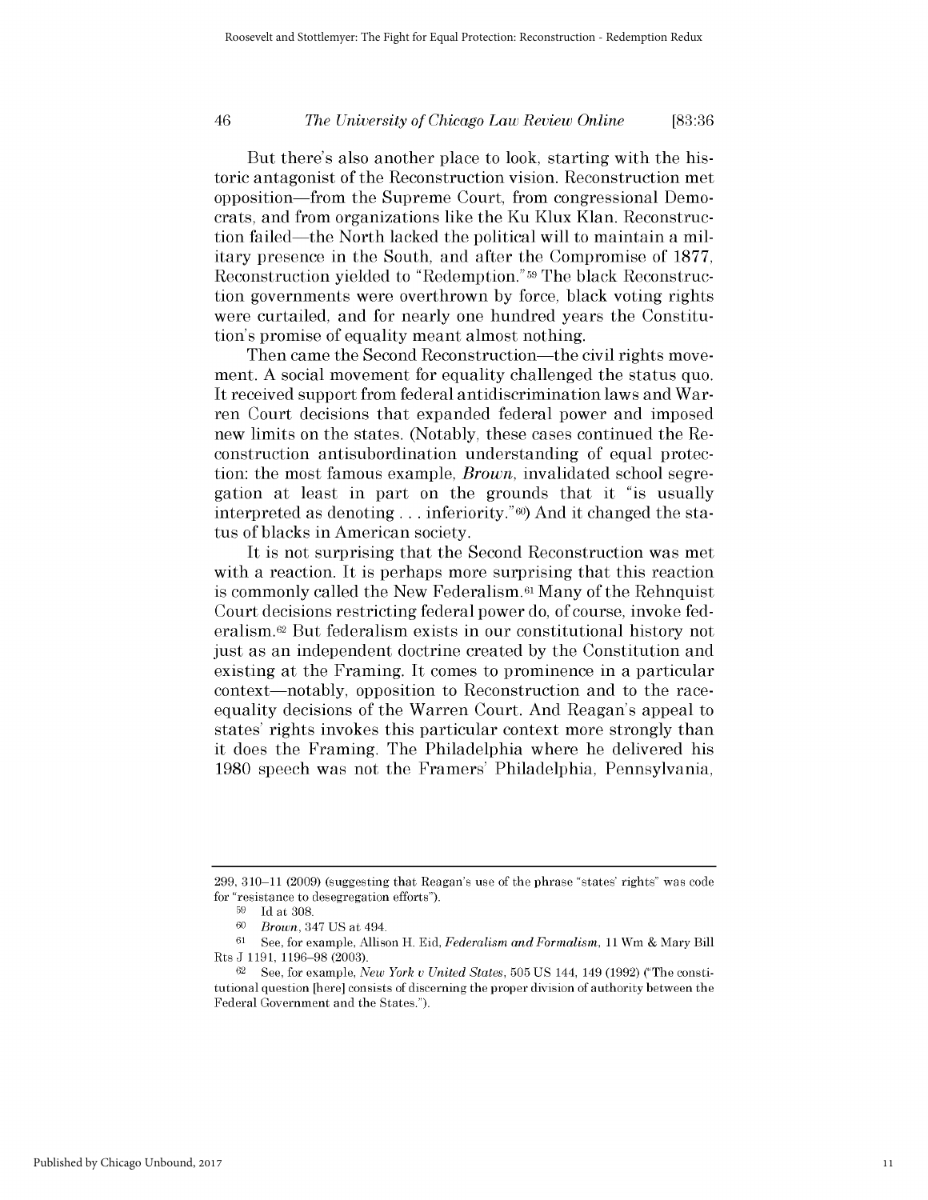But there's also another place to look, starting with the historic antagonist of the Reconstruction vision. Reconstruction met opposition—from the Supreme Court, from congressional Democrats, and from organizations like the Ku Klux Klan. Reconstruction failed—the North lacked the political will to maintain a military presence in the South, and after the Compromise of 1877, Reconstruction yielded to "Redemption."[59] The black Reconstruction governments were overthrown by force, black voting rights were curtailed, and for nearly one hundred years the Constitution's promise of equality meant almost nothing.

Then came the Second Reconstruction—the civil rights movement. A social movement for equality challenged the status quo. It received support from federal antidiscrimination laws and Warren Court decisions that expanded federal power and imposed new limits on the states. (Notably, these cases continued the Reconstruction antisubordination understanding of equal protection: the most famous example, *Brown*, invalidated school segregation at least in part on the grounds that it "is usually interpreted as denoting . . . inferiority."[60]) And it changed the status of blacks in American society.

It is not surprising that the Second Reconstruction was met with a reaction. It is perhaps more surprising that this reaction is commonly called the New Federalism.[61] Many of the Rehnquist Court decisions restricting federal power do, of course, invoke federalism.[62] But federalism exists in our constitutional history not just as an independent doctrine created by the Constitution and existing at the Framing. It comes to prominence in a particular context—notably, opposition to Reconstruction and to the race-equality decisions of the Warren Court. And Reagan's appeal to states' rights invokes this particular context more strongly than it does the Framing. The Philadelphia where he delivered his 1980 speech was not the Framers' Philadelphia, Pennsylvania,

---

299, 310–11 (2009) (suggesting that Reagan's use of the phrase "states' rights" was code for "resistance to desegregation efforts").

[59] Id at 308.

[60] *Brown*, 347 US at 494.

[61] See, for example, Allison H. Eid, *Federalism and Formalism*, 11 Wm & Mary Bill Rts J 1191, 1196–98 (2003).

[62] See, for example, *New York v United States*, 505 US 144, 149 (1992) ("The constitutional question [here] consists of discerning the proper division of authority between the Federal Government and the States.").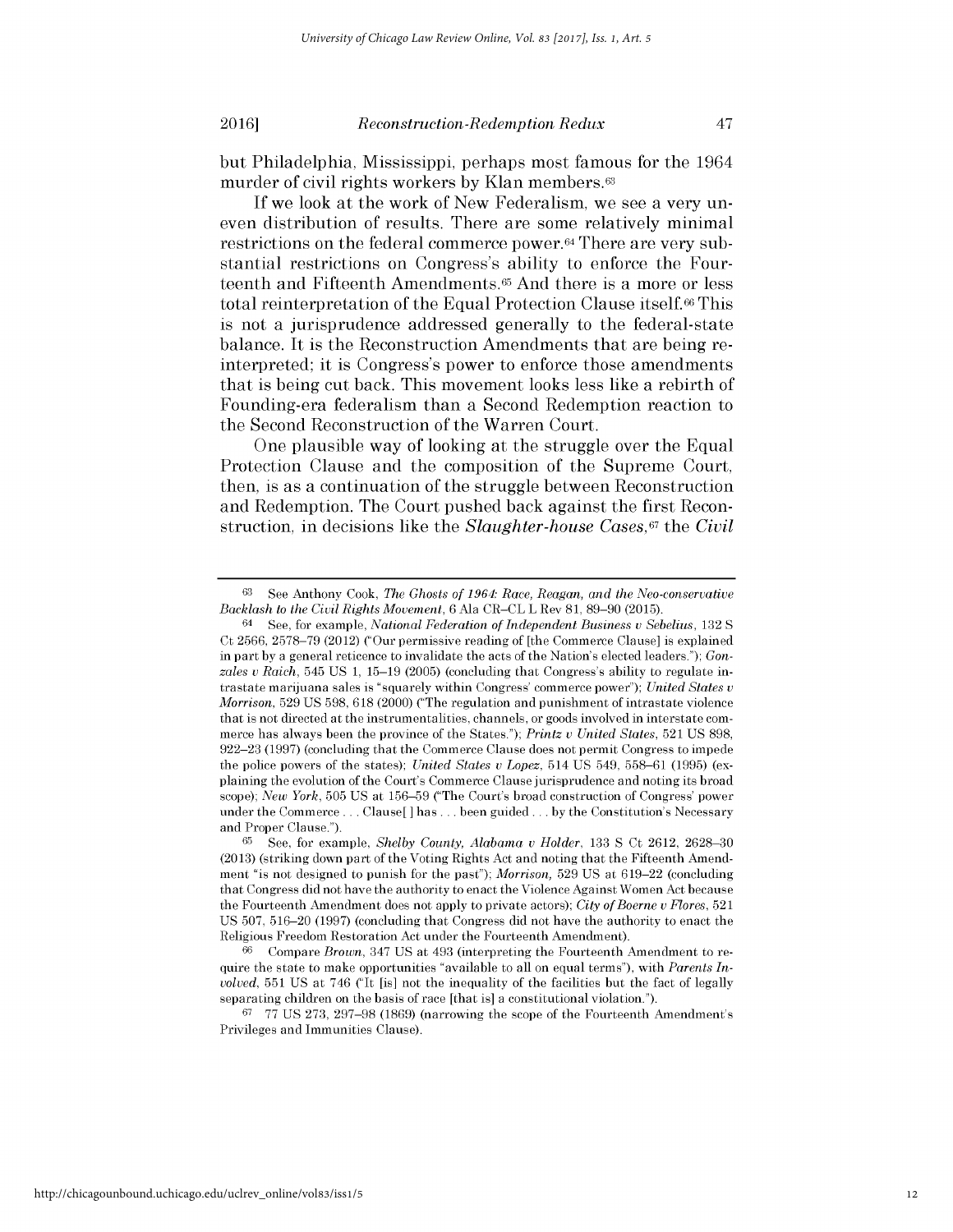but Philadelphia, Mississippi, perhaps most famous for the 1964 murder of civil rights workers by Klan members.[63]

If we look at the work of New Federalism, we see a very uneven distribution of results. There are some relatively minimal restrictions on the federal commerce power.[64] There are very substantial restrictions on Congress's ability to enforce the Fourteenth and Fifteenth Amendments.[65] And there is a more or less total reinterpretation of the Equal Protection Clause itself.[66] This is not a jurisprudence addressed generally to the federal-state balance. It is the Reconstruction Amendments that are being reinterpreted; it is Congress's power to enforce those amendments that is being cut back. This movement looks less like a rebirth of Founding-era federalism than a Second Redemption reaction to the Second Reconstruction of the Warren Court.

One plausible way of looking at the struggle over the Equal Protection Clause and the composition of the Supreme Court, then, is as a continuation of the struggle between Reconstruction and Redemption. The Court pushed back against the first Reconstruction, in decisions like the *Slaughter-house Cases*,[67] the *Civil*

---

[63] See Anthony Cook, *The Ghosts of 1964: Race, Reagan, and the Neo-conservative Backlash to the Civil Rights Movement*, 6 Ala CR–CL L Rev 81, 89–90 (2015).

[64] See, for example, *National Federation of Independent Business v Sebelius*, 132 S Ct 2566, 2578–79 (2012) ("Our permissive reading of [the Commerce Clause] is explained in part by a general reticence to invalidate the acts of the Nation's elected leaders."); *Gonzales v Raich*, 545 US 1, 15–19 (2005) (concluding that Congress's ability to regulate intrastate marijuana sales is "squarely within Congress' commerce power"); *United States v Morrison*, 529 US 598, 618 (2000) ("The regulation and punishment of intrastate violence that is not directed at the instrumentalities, channels, or goods involved in interstate commerce has always been the province of the States."); *Printz v United States*, 521 US 898, 922–23 (1997) (concluding that the Commerce Clause does not permit Congress to impede the police powers of the states); *United States v Lopez*, 514 US 549, 558–61 (1995) (explaining the evolution of the Court's Commerce Clause jurisprudence and noting its broad scope); *New York*, 505 US at 156–59 ("The Court's broad construction of Congress' power under the Commerce . . . Clause[ ] has . . . been guided . . . by the Constitution's Necessary and Proper Clause.").

[65] See, for example, *Shelby County, Alabama v Holder*, 133 S Ct 2612, 2628–30 (2013) (striking down part of the Voting Rights Act and noting that the Fifteenth Amendment "is not designed to punish for the past"); *Morrison*, 529 US at 619–22 (concluding that Congress did not have the authority to enact the Violence Against Women Act because the Fourteenth Amendment does not apply to private actors); *City of Boerne v Flores*, 521 US 507, 516–20 (1997) (concluding that Congress did not have the authority to enact the Religious Freedom Restoration Act under the Fourteenth Amendment).

[66] Compare *Brown*, 347 US at 493 (interpreting the Fourteenth Amendment to require the state to make opportunities "available to all on equal terms"), with *Parents Involved*, 551 US at 746 ("It [is] not the inequality of the facilities but the fact of legally separating children on the basis of race [that is] a constitutional violation.").

[67] 77 US 273, 297–98 (1869) (narrowing the scope of the Fourteenth Amendment's Privileges and Immunities Clause).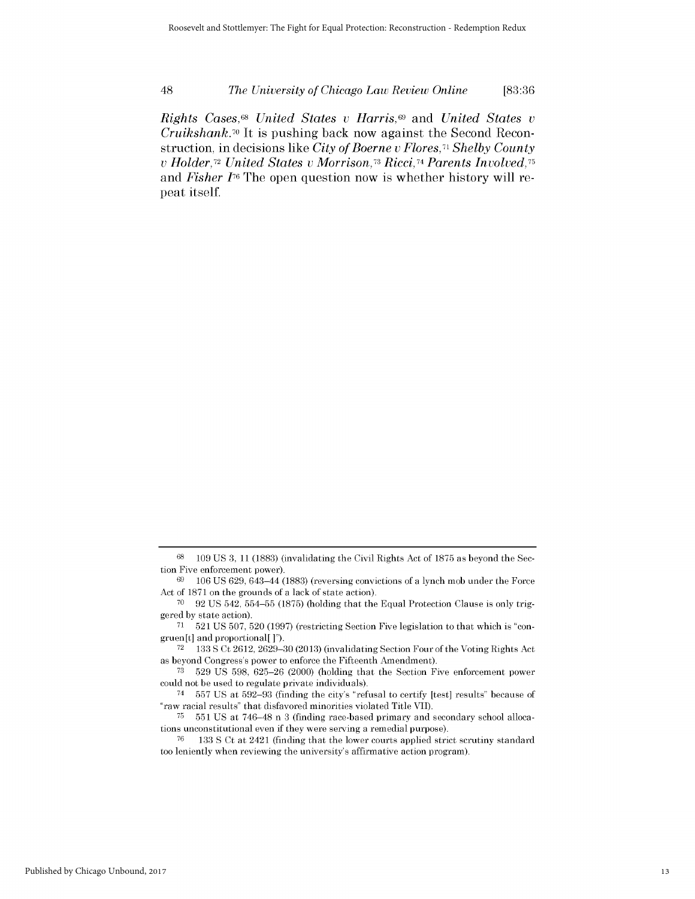*Rights Cases*,[68] *United States v Harris*,[69] and *United States v Cruikshank*.[70] It is pushing back now against the Second Reconstruction, in decisions like *City of Boerne v Flores*,[71] *Shelby County v Holder*,[72] *United States v Morrison*,[73] *Ricci*,[74] *Parents Involved*,[75] and *Fisher I*[76] The open question now is whether history will repeat itself.

---

[68] 109 US 3, 11 (1883) (invalidating the Civil Rights Act of 1875 as beyond the Section Five enforcement power).

[69] 106 US 629, 643–44 (1883) (reversing convictions of a lynch mob under the Force Act of 1871 on the grounds of a lack of state action).

[70] 92 US 542, 554–55 (1875) (holding that the Equal Protection Clause is only triggered by state action).

[71] 521 US 507, 520 (1997) (restricting Section Five legislation to that which is "congruen[t] and proportional[ ]").

[72] 133 S Ct 2612, 2629–30 (2013) (invalidating Section Four of the Voting Rights Act as beyond Congress's power to enforce the Fifteenth Amendment).

[73] 529 US 598, 625–26 (2000) (holding that the Section Five enforcement power could not be used to regulate private individuals).

[74] 557 US at 592–93 (finding the city's "refusal to certify [test] results" because of "raw racial results" that disfavored minorities violated Title VII).

[75] 551 US at 746–48 n 3 (finding race-based primary and secondary school allocations unconstitutional even if they were serving a remedial purpose).

[76] 133 S Ct at 2421 (finding that the lower courts applied strict scrutiny standard too leniently when reviewing the university's affirmative action program).